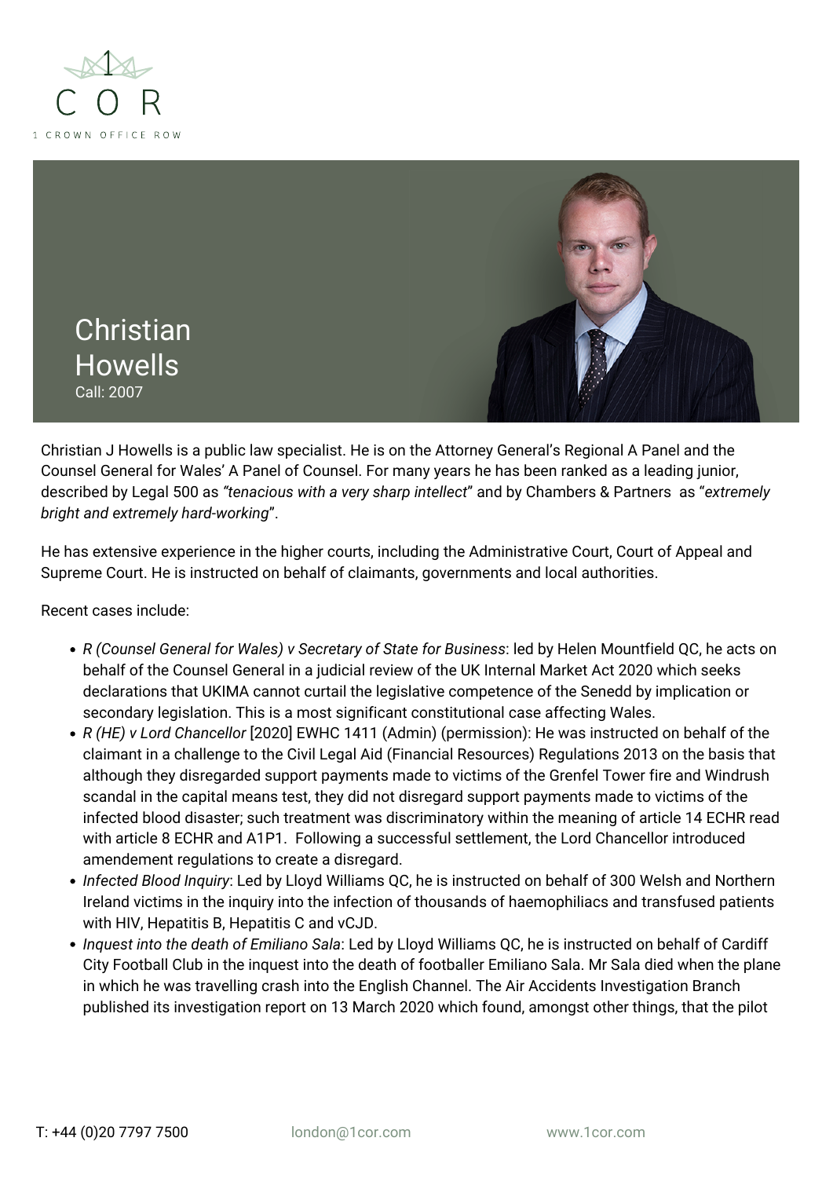# Christian Howells

Call: 2007

Christian J Howells is a public law specialist. He is on the Attorney General's Regional A Panel and the Counsel General for Wales' A Panel of Counsel. For many years he has been ranked as a leading junior, described by Legal 500 as *"tenacious with a very sharp intellect"* and by Chambers & Partners as "*extremely bright and extremely hard-working*".

He has extensive experience in the higher courts, including the Administrative Court, Court of Appeal and Supreme Court. He is instructed on behalf of claimants, governments and local authorities.

Recent cases include:

- *R (Counsel General for Wales) v Secretary of State for Business*: led by Helen Mountfield QC, he acts on behalf of the Counsel General in a judicial review of the UK Internal Market Act 2020 which seeks declarations that UKIMA cannot curtail the legislative competence of the Senedd by implication or secondary legislation. This is a most significant constitutional case affecting Wales.
- *R (HE) v Lord Chancellor* [2020] EWHC 1411 (Admin) (permission): He was instructed on behalf of the claimant in a challenge to the Civil Legal Aid (Financial Resources) Regulations 2013 on the basis that although they disregarded support payments made to victims of the Grenfel Tower fire and Windrush scandal in the capital means test, they did not disregard support payments made to victims of the infected blood disaster; such treatment was discriminatory within the meaning of article 14 ECHR read with article 8 ECHR and A1P1. Following a successful settlement, the Lord Chancellor introduced amendement regulations to create a disregard.
- *Infected Blood Inquiry*: Led by Lloyd Williams QC, he is instructed on behalf of 300 Welsh and Northern Ireland victims in the inquiry into the infection of thousands of haemophiliacs and transfused patients with HIV, Hepatitis B, Hepatitis C and vCJD.
- *Inquest into the death of Emiliano Sala*: Led by Lloyd Williams QC, he is instructed on behalf of Cardiff City Football Club in the inquest into the death of footballer Emiliano Sala. Mr Sala died when the plane in which he was travelling crash into the English Channel. The Air Accidents Investigation Branch published its investigation report on 13 March 2020 which found, amongst other things, that the pilot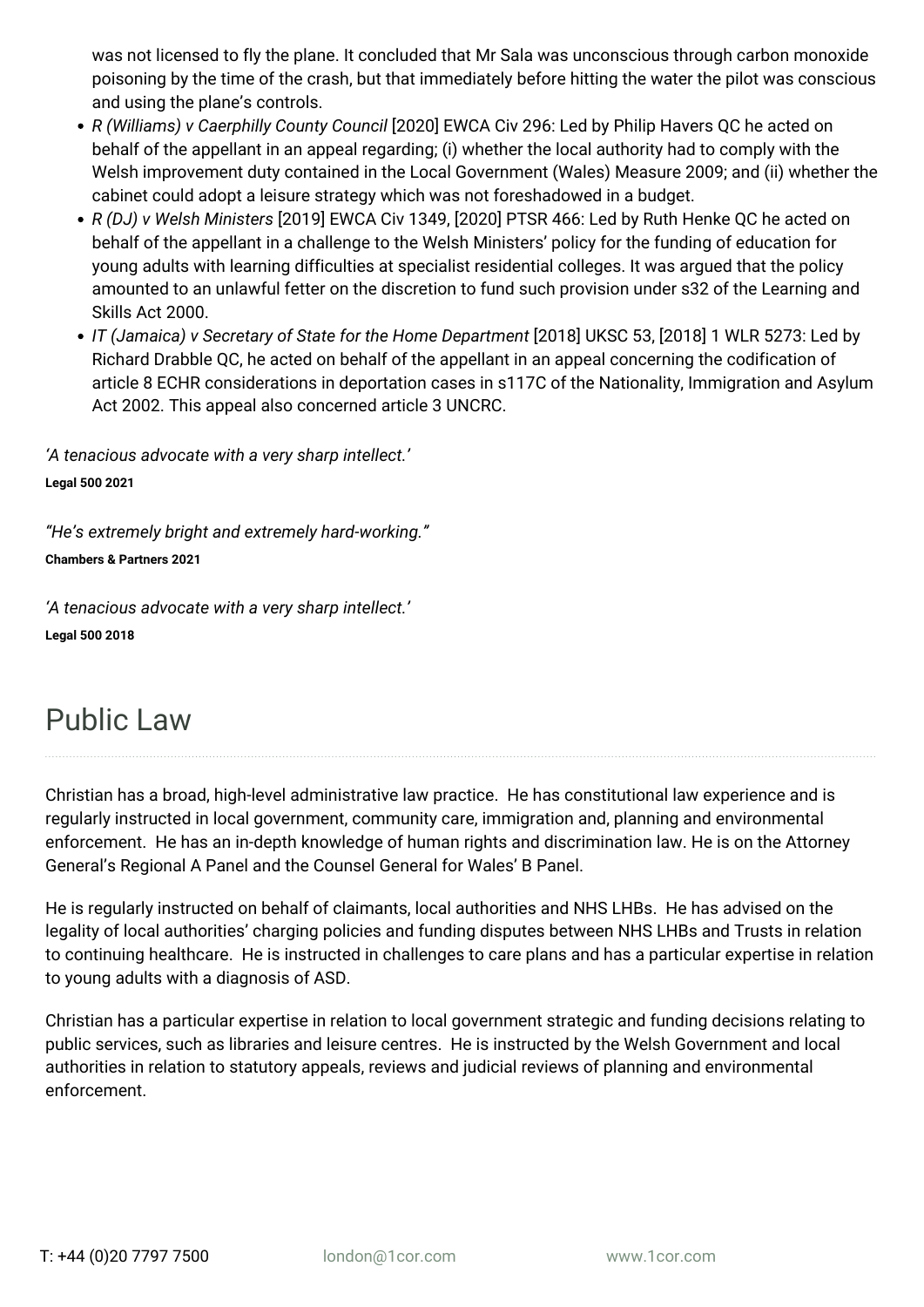was not licensed to fly the plane. It concluded that Mr Sala was unconscious through carbon monoxide poisoning by the time of the crash, but that immediately before hitting the water the pilot was conscious and using the plane's controls.

- *R (Williams) v Caerphilly County Council* [2020] EWCA Civ 296: Led by Philip Havers QC he acted on behalf of the appellant in an appeal regarding; (i) whether the local authority had to comply with the Welsh improvement duty contained in the Local Government (Wales) Measure 2009; and (ii) whether the cabinet could adopt a leisure strategy which was not foreshadowed in a budget.
- *R (DJ) v Welsh Ministers* [2019] EWCA Civ 1349, [2020] PTSR 466: Led by Ruth Henke QC he acted on behalf of the appellant in a challenge to the Welsh Ministers' policy for the funding of education for young adults with learning difficulties at specialist residential colleges. It was argued that the policy amounted to an unlawful fetter on the discretion to fund such provision under s32 of the Learning and Skills Act 2000.
- *IT (Jamaica) v Secretary of State for the Home Department* [2018] UKSC 53, [2018] 1 WLR 5273: Led by Richard Drabble QC, he acted on behalf of the appellant in an appeal concerning the codification of article 8 ECHR considerations in deportation cases in s117C of the Nationality, Immigration and Asylum Act 2002. This appeal also concerned article 3 UNCRC.

*'A tenacious advocate with a very sharp intellect.'*
**Legal 500 2021**

*"He's extremely bright and extremely hard-working."*
**Chambers & Partners 2021**

*'A tenacious advocate with a very sharp intellect.'*
**Legal 500 2018**

## Public Law

Christian has a broad, high-level administrative law practice. He has constitutional law experience and is regularly instructed in local government, community care, immigration and, planning and environmental enforcement. He has an in-depth knowledge of human rights and discrimination law. He is on the Attorney General's Regional A Panel and the Counsel General for Wales' B Panel.

He is regularly instructed on behalf of claimants, local authorities and NHS LHBs. He has advised on the legality of local authorities' charging policies and funding disputes between NHS LHBs and Trusts in relation to continuing healthcare. He is instructed in challenges to care plans and has a particular expertise in relation to young adults with a diagnosis of ASD.

Christian has a particular expertise in relation to local government strategic and funding decisions relating to public services, such as libraries and leisure centres. He is instructed by the Welsh Government and local authorities in relation to statutory appeals, reviews and judicial reviews of planning and environmental enforcement.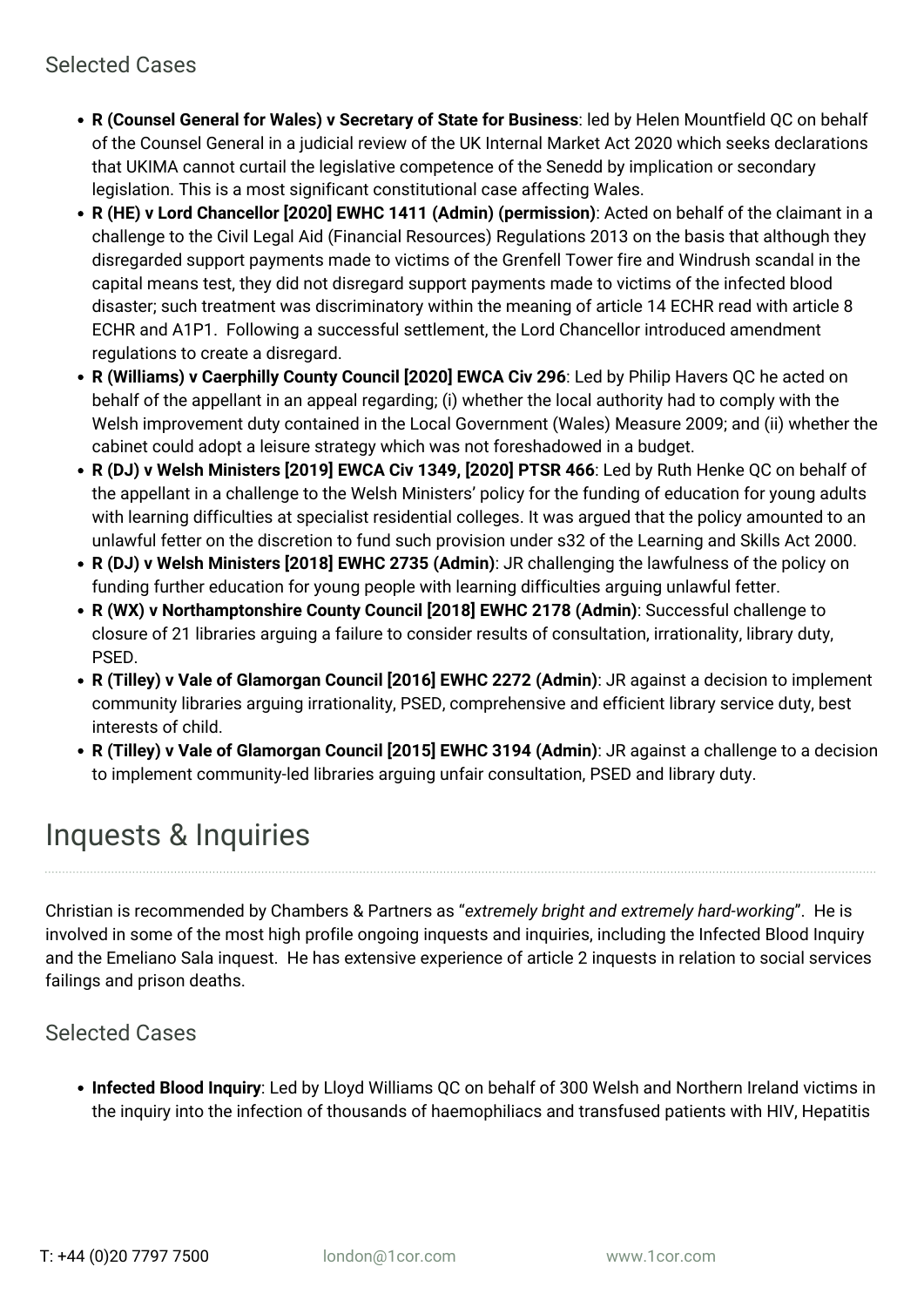### Selected Cases

- **R (Counsel General for Wales) v Secretary of State for Business**: led by Helen Mountfield QC on behalf of the Counsel General in a judicial review of the UK Internal Market Act 2020 which seeks declarations that UKIMA cannot curtail the legislative competence of the Senedd by implication or secondary legislation. This is a most significant constitutional case affecting Wales.
- **R (HE) v Lord Chancellor [2020] EWHC 1411 (Admin) (permission)**: Acted on behalf of the claimant in a challenge to the Civil Legal Aid (Financial Resources) Regulations 2013 on the basis that although they disregarded support payments made to victims of the Grenfell Tower fire and Windrush scandal in the capital means test, they did not disregard support payments made to victims of the infected blood disaster; such treatment was discriminatory within the meaning of article 14 ECHR read with article 8 ECHR and A1P1. Following a successful settlement, the Lord Chancellor introduced amendment regulations to create a disregard.
- **R (Williams) v Caerphilly County Council [2020] EWCA Civ 296**: Led by Philip Havers QC he acted on behalf of the appellant in an appeal regarding; (i) whether the local authority had to comply with the Welsh improvement duty contained in the Local Government (Wales) Measure 2009; and (ii) whether the cabinet could adopt a leisure strategy which was not foreshadowed in a budget.
- **R (DJ) v Welsh Ministers [2019] EWCA Civ 1349, [2020] PTSR 466**: Led by Ruth Henke QC on behalf of the appellant in a challenge to the Welsh Ministers' policy for the funding of education for young adults with learning difficulties at specialist residential colleges. It was argued that the policy amounted to an unlawful fetter on the discretion to fund such provision under s32 of the Learning and Skills Act 2000.
- **R (DJ) v Welsh Ministers [2018] EWHC 2735 (Admin)**: JR challenging the lawfulness of the policy on funding further education for young people with learning difficulties arguing unlawful fetter.
- **R (WX) v Northamptonshire County Council [2018] EWHC 2178 (Admin)**: Successful challenge to closure of 21 libraries arguing a failure to consider results of consultation, irrationality, library duty, PSED.
- **R (Tilley) v Vale of Glamorgan Council [2016] EWHC 2272 (Admin)**: JR against a decision to implement community libraries arguing irrationality, PSED, comprehensive and efficient library service duty, best interests of child.
- **R (Tilley) v Vale of Glamorgan Council [2015] EWHC 3194 (Admin)**: JR against a challenge to a decision to implement community-led libraries arguing unfair consultation, PSED and library duty.

## Inquests & Inquiries

Christian is recommended by Chambers & Partners as "*extremely bright and extremely hard-working*". He is involved in some of the most high profile ongoing inquests and inquiries, including the Infected Blood Inquiry and the Emeliano Sala inquest. He has extensive experience of article 2 inquests in relation to social services failings and prison deaths.

### Selected Cases

- **Infected Blood Inquiry**: Led by Lloyd Williams QC on behalf of 300 Welsh and Northern Ireland victims in the inquiry into the infection of thousands of haemophiliacs and transfused patients with HIV, Hepatitis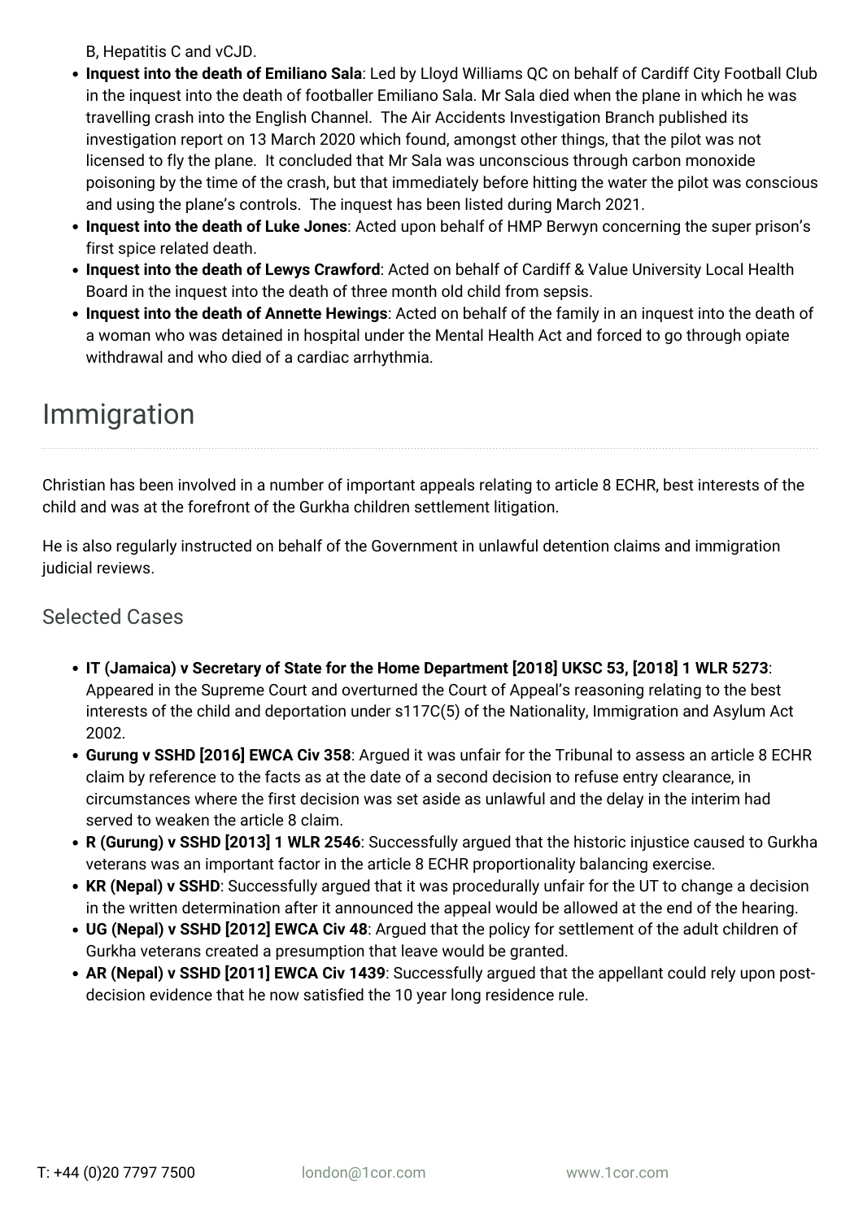B, Hepatitis C and vCJD.

- **Inquest into the death of Emiliano Sala**: Led by Lloyd Williams QC on behalf of Cardiff City Football Club in the inquest into the death of footballer Emiliano Sala. Mr Sala died when the plane in which he was travelling crash into the English Channel. The Air Accidents Investigation Branch published its investigation report on 13 March 2020 which found, amongst other things, that the pilot was not licensed to fly the plane. It concluded that Mr Sala was unconscious through carbon monoxide poisoning by the time of the crash, but that immediately before hitting the water the pilot was conscious and using the plane's controls. The inquest has been listed during March 2021.
- **Inquest into the death of Luke Jones**: Acted upon behalf of HMP Berwyn concerning the super prison's first spice related death.
- **Inquest into the death of Lewys Crawford**: Acted on behalf of Cardiff & Value University Local Health Board in the inquest into the death of three month old child from sepsis.
- **Inquest into the death of Annette Hewings**: Acted on behalf of the family in an inquest into the death of a woman who was detained in hospital under the Mental Health Act and forced to go through opiate withdrawal and who died of a cardiac arrhythmia.

# Immigration

Christian has been involved in a number of important appeals relating to article 8 ECHR, best interests of the child and was at the forefront of the Gurkha children settlement litigation.

He is also regularly instructed on behalf of the Government in unlawful detention claims and immigration judicial reviews.

## Selected Cases

- **IT (Jamaica) v Secretary of State for the Home Department [2018] UKSC 53, [2018] 1 WLR 5273**: Appeared in the Supreme Court and overturned the Court of Appeal's reasoning relating to the best interests of the child and deportation under s117C(5) of the Nationality, Immigration and Asylum Act 2002.
- **Gurung v SSHD [2016] EWCA Civ 358**: Argued it was unfair for the Tribunal to assess an article 8 ECHR claim by reference to the facts as at the date of a second decision to refuse entry clearance, in circumstances where the first decision was set aside as unlawful and the delay in the interim had served to weaken the article 8 claim.
- **R (Gurung) v SSHD [2013] 1 WLR 2546**: Successfully argued that the historic injustice caused to Gurkha veterans was an important factor in the article 8 ECHR proportionality balancing exercise.
- **KR (Nepal) v SSHD**: Successfully argued that it was procedurally unfair for the UT to change a decision in the written determination after it announced the appeal would be allowed at the end of the hearing.
- **UG (Nepal) v SSHD [2012] EWCA Civ 48**: Argued that the policy for settlement of the adult children of Gurkha veterans created a presumption that leave would be granted.
- **AR (Nepal) v SSHD [2011] EWCA Civ 1439**: Successfully argued that the appellant could rely upon post-decision evidence that he now satisfied the 10 year long residence rule.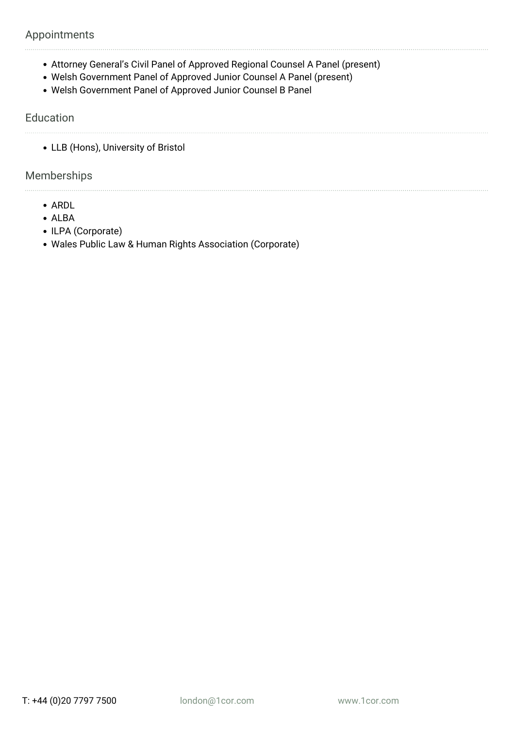## Appointments

- Attorney General's Civil Panel of Approved Regional Counsel A Panel (present)
- Welsh Government Panel of Approved Junior Counsel A Panel (present)
- Welsh Government Panel of Approved Junior Counsel B Panel

## Education

- LLB (Hons), University of Bristol

## Memberships

- ARDL
- ALBA
- ILPA (Corporate)
- Wales Public Law & Human Rights Association (Corporate)